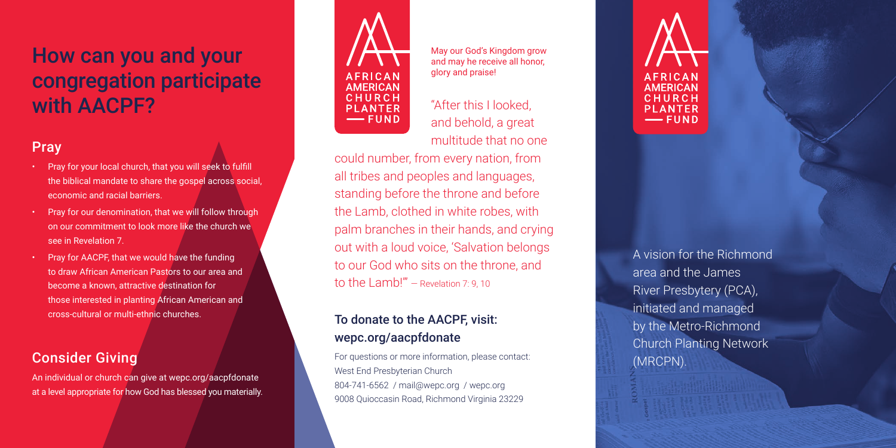# How can you and your congregation participate with AACPF?

## Pray

- Pray for your local church, that you will seek to fulfill the biblical mandate to share the gospel across social, economic and racial barriers.
- Pray for our denomination, that we will follow through on our commitment to look more like the church we see in Revelation 7.
- Pray for AACPF, that we would have the funding to draw African American Pastors to our area and become a known, attractive destination for those interested in planting African American and cross-cultural or multi-ethnic churches.

## Consider Giving

An individual or church can give at wepc.org/aacpfdonate at a level appropriate for how God has blessed you materially.

AFRICAN AMERICAN CHURCH PLANTER — FUND

May our God's Kingdom grow and may he receive all honor, glory and praise!

"After this I looked, and behold, a great multitude that no one could number, from every nation, from all tribes and peoples and languages, standing before the throne and before the Lamb, clothed in white robes, with palm branches in their hands, and crying out with a loud voice, 'Salvation belongs to our God who sits on the throne, and to the Lamb!'" – Revelation 7: 9, 10

### To donate to the AACPF, visit: wepc.org/aacpfdonate

For questions or more information, please contact:
West End Presbyterian Church
804-741-6562 / mail@wepc.org / wepc.org
9008 Quioccasin Road, Richmond Virginia 23229

AFRICAN AMERICAN CHURCH PLANTER — FUND

A vision for the Richmond area and the James River Presbytery (PCA), initiated and managed by the Metro-Richmond Church Planting Network (MRCPN).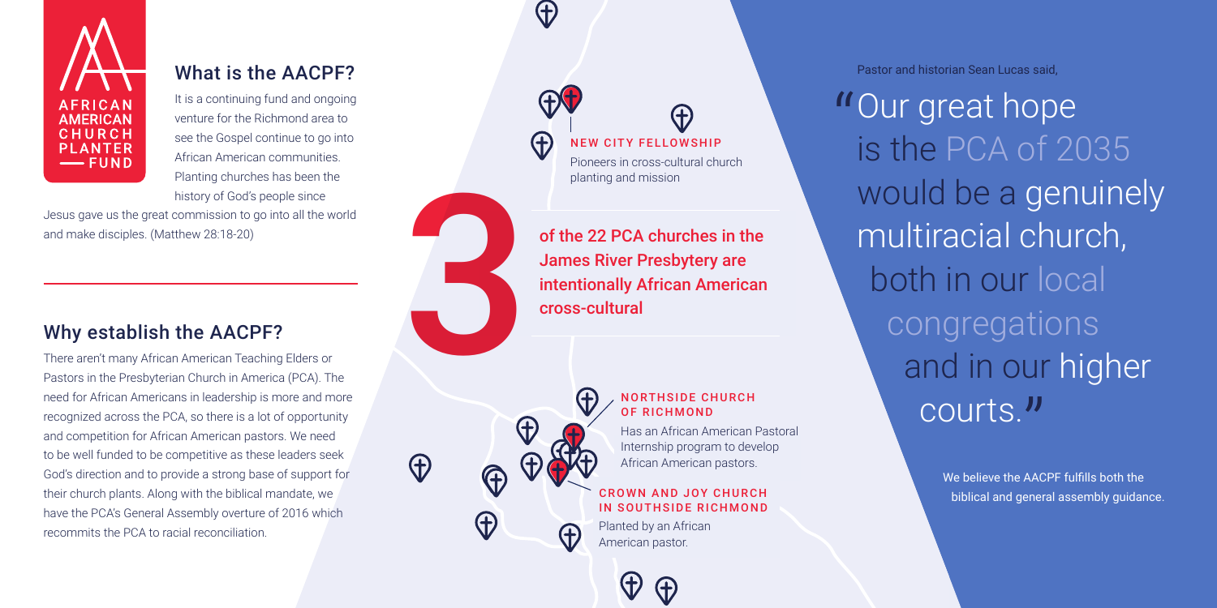AFRICAN AMERICAN CHURCH PLANTER — FUND

## What is the AACPF?

It is a continuing fund and ongoing venture for the Richmond area to see the Gospel continue to go into African American communities. Planting churches has been the history of God's people since Jesus gave us the great commission to go into all the world and make disciples. (Matthew 28:18-20)

## Why establish the AACPF?

There aren't many African American Teaching Elders or Pastors in the Presbyterian Church in America (PCA). The need for African Americans in leadership is more and more recognized across the PCA, so there is a lot of opportunity and competition for African American pastors. We need to be well funded to be competitive as these leaders seek God's direction and to provide a strong base of support for their church plants. Along with the biblical mandate, we have the PCA's General Assembly overture of 2016 which recommits the PCA to racial reconciliation.

**NEW CITY FELLOWSHIP**
Pioneers in cross-cultural church planting and mission

**3** **of the 22 PCA churches in the James River Presbytery are intentionally African American cross-cultural**

**NORTHSIDE CHURCH OF RICHMOND**
Has an African American Pastoral Internship program to develop African American pastors.

**CROWN AND JOY CHURCH IN SOUTHSIDE RICHMOND**
Planted by an African American pastor.

Pastor and historian Sean Lucas said,

> "Our great hope is the PCA of 2035 would be a genuinely multiracial church, both in our local congregations and in our higher courts."

We believe the AACPF fulfills both the biblical and general assembly guidance.